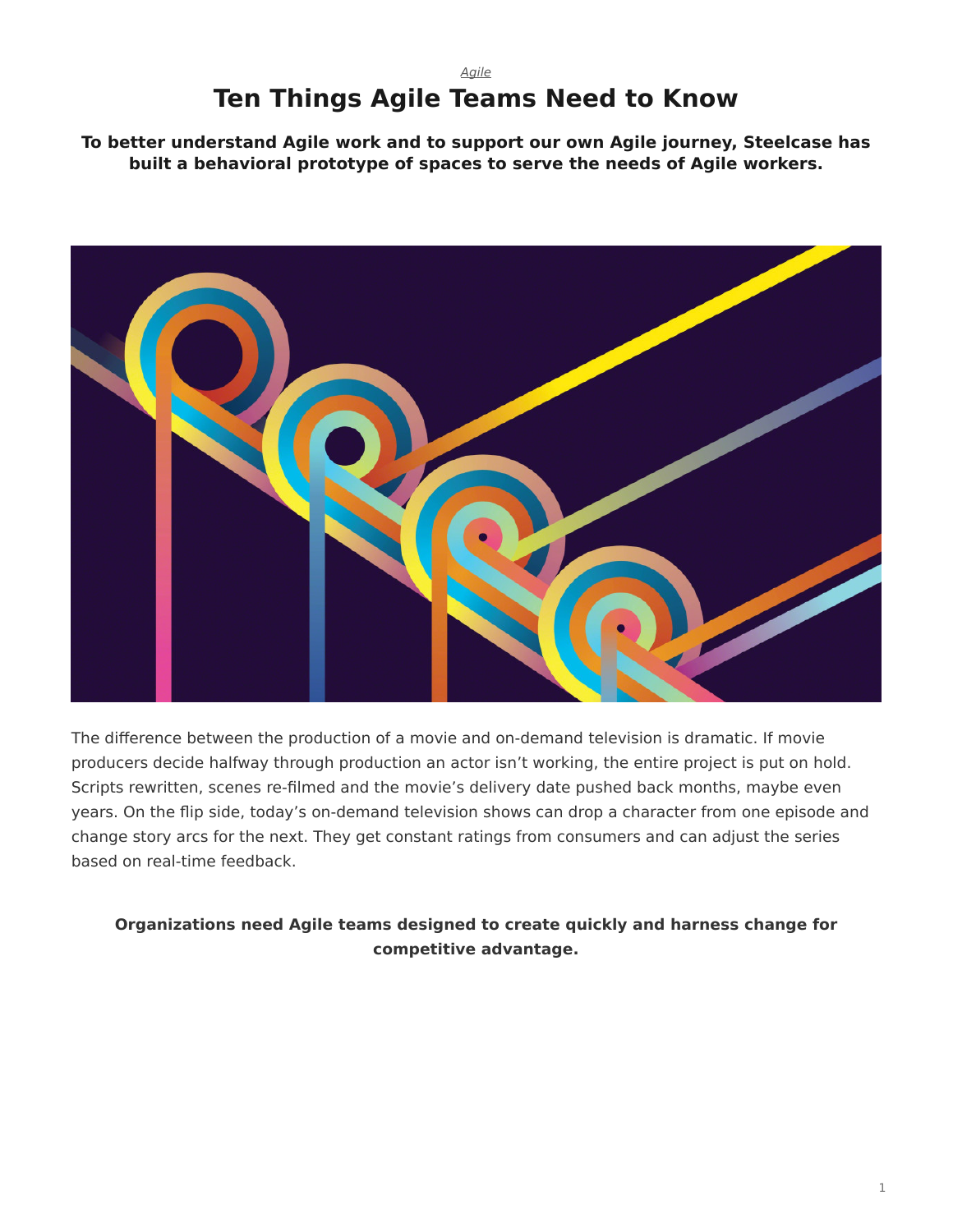*Agile*

# Ten Things Agile Teams Need to Know

**To better understand Agile work and to support our own Agile journey, Steelcase has built a behavioral prototype of spaces to serve the needs of Agile workers.**

The difference between the production of a movie and on-demand television is dramatic. If movie producers decide halfway through production an actor isn't working, the entire project is put on hold. Scripts rewritten, scenes re-filmed and the movie's delivery date pushed back months, maybe even years. On the flip side, today's on-demand television shows can drop a character from one episode and change story arcs for the next. They get constant ratings from consumers and can adjust the series based on real-time feedback.

**Organizations need Agile teams designed to create quickly and harness change for competitive advantage.**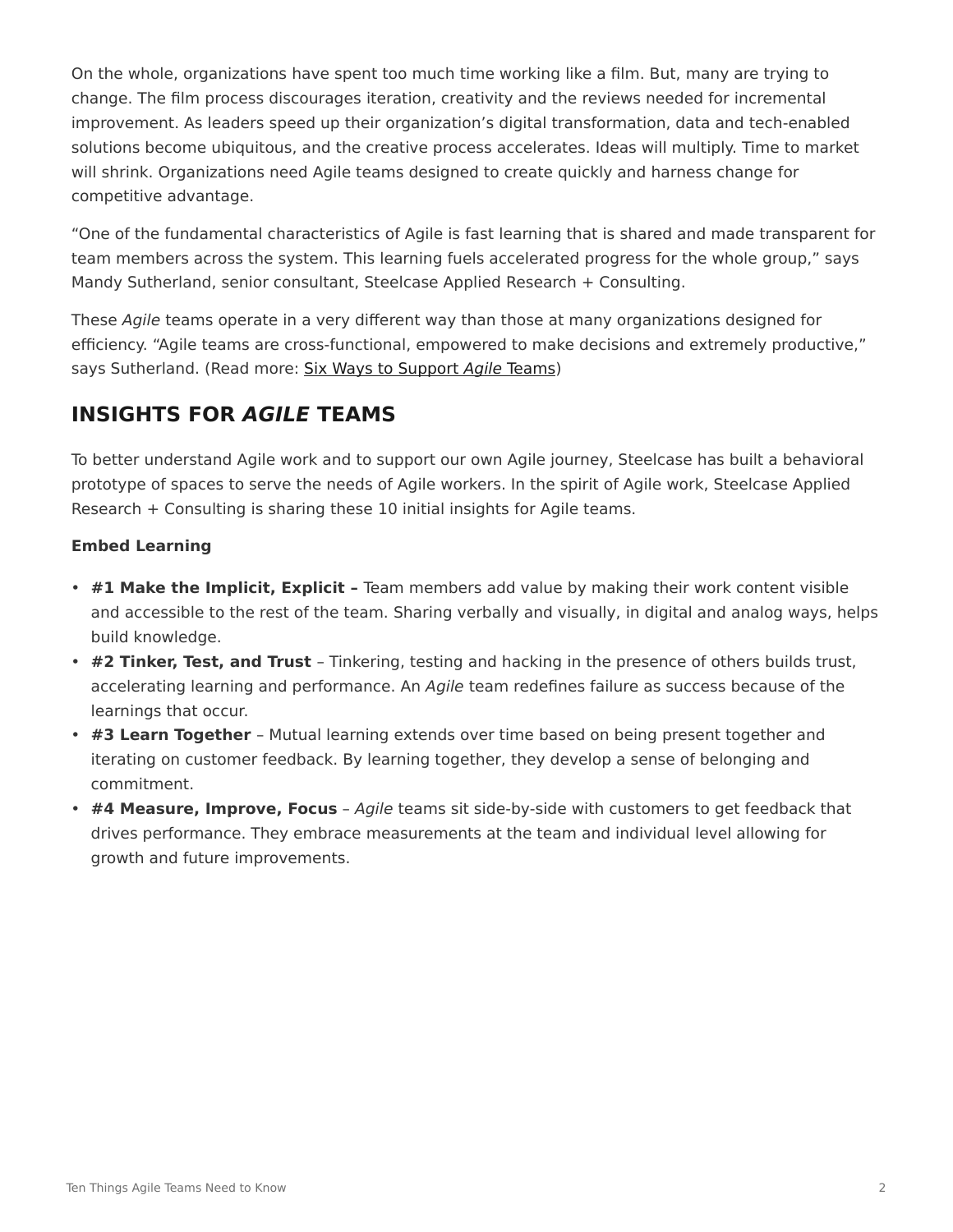On the whole, organizations have spent too much time working like a film. But, many are trying to change. The film process discourages iteration, creativity and the reviews needed for incremental improvement. As leaders speed up their organization's digital transformation, data and tech-enabled solutions become ubiquitous, and the creative process accelerates. Ideas will multiply. Time to market will shrink. Organizations need Agile teams designed to create quickly and harness change for competitive advantage.

"One of the fundamental characteristics of Agile is fast learning that is shared and made transparent for team members across the system. This learning fuels accelerated progress for the whole group," says Mandy Sutherland, senior consultant, Steelcase Applied Research + Consulting.

These *Agile* teams operate in a very different way than those at many organizations designed for efficiency. "Agile teams are cross-functional, empowered to make decisions and extremely productive," says Sutherland. (Read more: Six Ways to Support *Agile* Teams)

## INSIGHTS FOR *AGILE* TEAMS

To better understand Agile work and to support our own Agile journey, Steelcase has built a behavioral prototype of spaces to serve the needs of Agile workers. In the spirit of Agile work, Steelcase Applied Research + Consulting is sharing these 10 initial insights for Agile teams.

**Embed Learning**

- **#1 Make the Implicit, Explicit –** Team members add value by making their work content visible and accessible to the rest of the team. Sharing verbally and visually, in digital and analog ways, helps build knowledge.
- **#2 Tinker, Test, and Trust** – Tinkering, testing and hacking in the presence of others builds trust, accelerating learning and performance. An *Agile* team redefines failure as success because of the learnings that occur.
- **#3 Learn Together** – Mutual learning extends over time based on being present together and iterating on customer feedback. By learning together, they develop a sense of belonging and commitment.
- **#4 Measure, Improve, Focus** – *Agile* teams sit side-by-side with customers to get feedback that drives performance. They embrace measurements at the team and individual level allowing for growth and future improvements.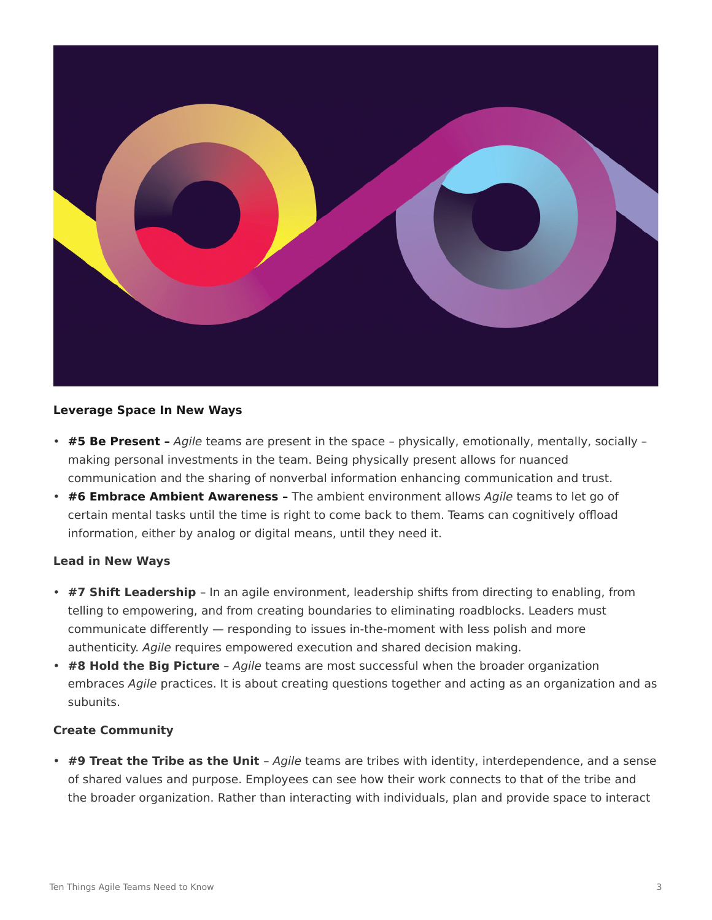### Leverage Space In New Ways

- **#5 Be Present –** *Agile* teams are present in the space – physically, emotionally, mentally, socially – making personal investments in the team. Being physically present allows for nuanced communication and the sharing of nonverbal information enhancing communication and trust.
- **#6 Embrace Ambient Awareness –** The ambient environment allows *Agile* teams to let go of certain mental tasks until the time is right to come back to them. Teams can cognitively offload information, either by analog or digital means, until they need it.

### Lead in New Ways

- **#7 Shift Leadership** – In an agile environment, leadership shifts from directing to enabling, from telling to empowering, and from creating boundaries to eliminating roadblocks. Leaders must communicate differently — responding to issues in-the-moment with less polish and more authenticity. *Agile* requires empowered execution and shared decision making.
- **#8 Hold the Big Picture** – *Agile* teams are most successful when the broader organization embraces *Agile* practices. It is about creating questions together and acting as an organization and as subunits.

### Create Community

- **#9 Treat the Tribe as the Unit** – *Agile* teams are tribes with identity, interdependence, and a sense of shared values and purpose. Employees can see how their work connects to that of the tribe and the broader organization. Rather than interacting with individuals, plan and provide space to interact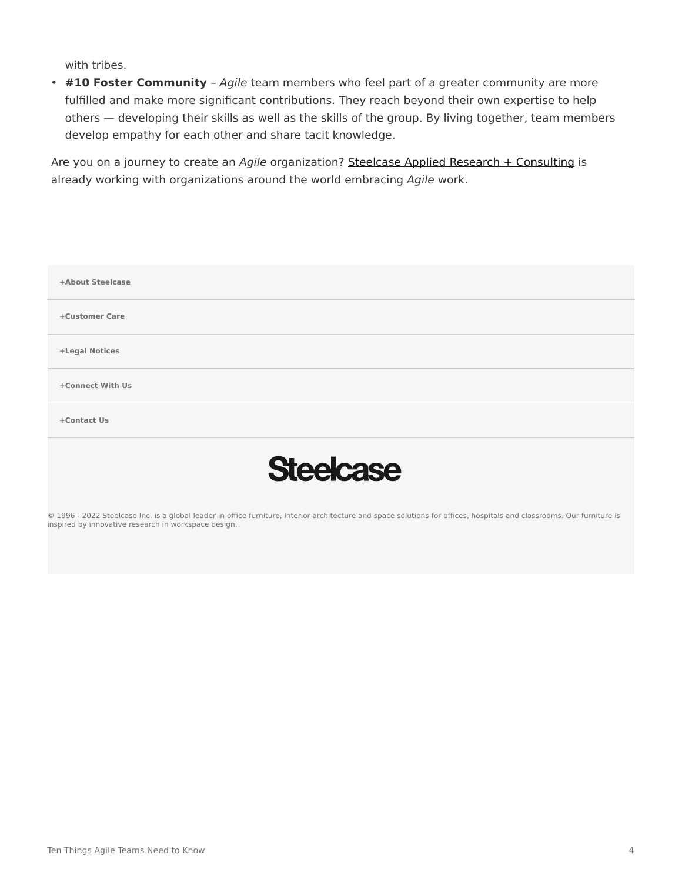with tribes.

- **#10 Foster Community** – *Agile* team members who feel part of a greater community are more fulfilled and make more significant contributions. They reach beyond their own expertise to help others — developing their skills as well as the skills of the group. By living together, team members develop empathy for each other and share tacit knowledge.

Are you on a journey to create an *Agile* organization? Steelcase Applied Research + Consulting is already working with organizations around the world embracing *Agile* work.

**+About Steelcase**

**+Customer Care**

**+Legal Notices**

**+Connect With Us**

**+Contact Us**

Steelcase

© 1996 - 2022 Steelcase Inc. is a global leader in office furniture, interior architecture and space solutions for offices, hospitals and classrooms. Our furniture is inspired by innovative research in workspace design.